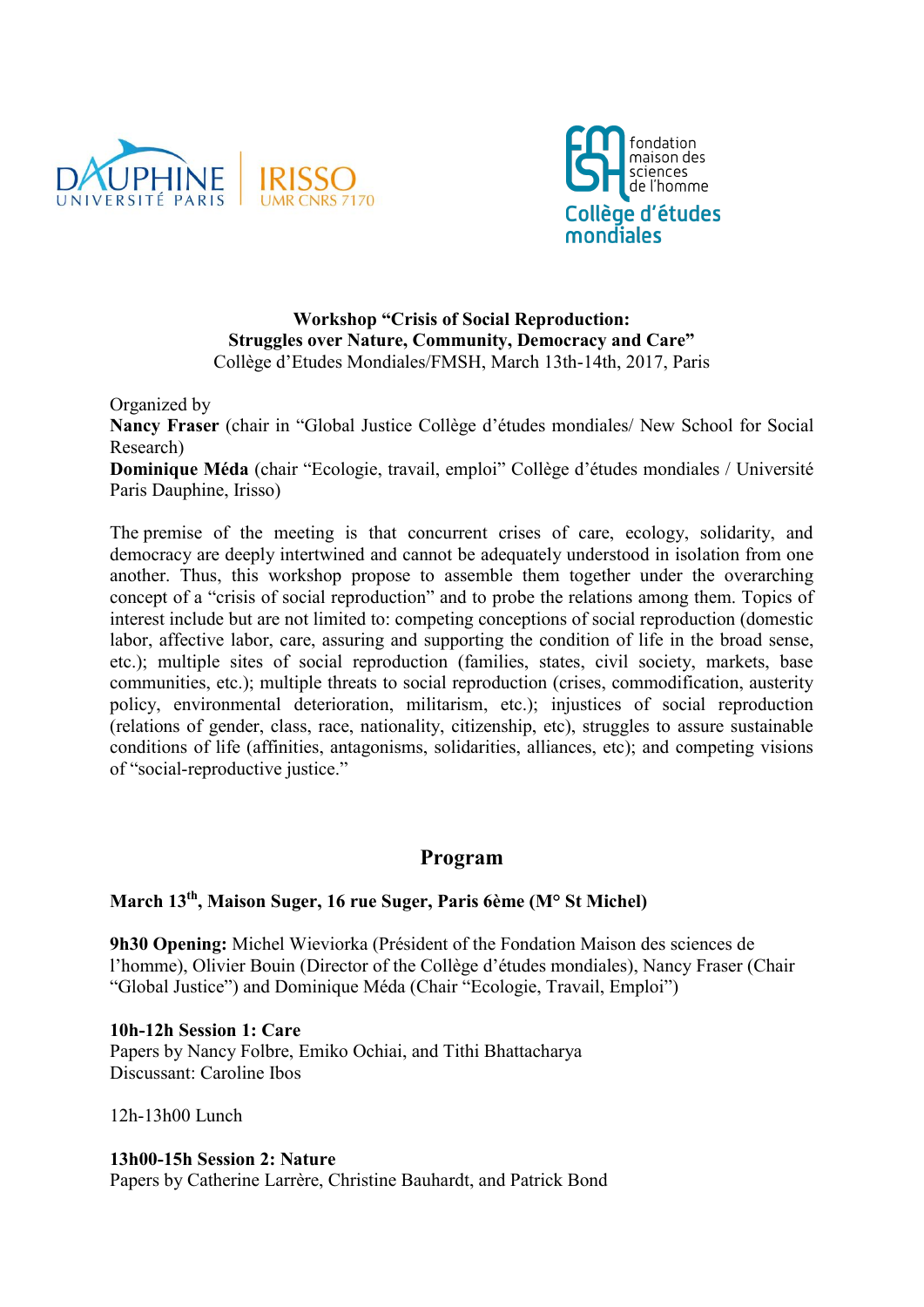DAUPHINE UNIVERSITÉ PARIS | IRISSO UMR CNRS 7170

fondation maison des sciences de l'homme
Collège d'études mondiales

**Workshop "Crisis of Social Reproduction:
Struggles over Nature, Community, Democracy and Care"**
Collège d'Etudes Mondiales/FMSH, March 13th-14th, 2017, Paris

Organized by
**Nancy Fraser** (chair in "Global Justice Collège d'études mondiales/ New School for Social Research)
**Dominique Méda** (chair "Ecologie, travail, emploi" Collège d'études mondiales / Université Paris Dauphine, Irisso)

The premise of the meeting is that concurrent crises of care, ecology, solidarity, and democracy are deeply intertwined and cannot be adequately understood in isolation from one another. Thus, this workshop propose to assemble them together under the overarching concept of a "crisis of social reproduction" and to probe the relations among them. Topics of interest include but are not limited to: competing conceptions of social reproduction (domestic labor, affective labor, care, assuring and supporting the condition of life in the broad sense, etc.); multiple sites of social reproduction (families, states, civil society, markets, base communities, etc.); multiple threats to social reproduction (crises, commodification, austerity policy, environmental deterioration, militarism, etc.); injustices of social reproduction (relations of gender, class, race, nationality, citizenship, etc), struggles to assure sustainable conditions of life (affinities, antagonisms, solidarities, alliances, etc); and competing visions of "social-reproductive justice."

## Program

**March 13th, Maison Suger, 16 rue Suger, Paris 6ème (M° St Michel)**

**9h30 Opening:** Michel Wieviorka (Président of the Fondation Maison des sciences de l'homme), Olivier Bouin (Director of the Collège d'études mondiales), Nancy Fraser (Chair "Global Justice") and Dominique Méda (Chair "Ecologie, Travail, Emploi")

**10h-12h Session 1: Care**
Papers by Nancy Folbre, Emiko Ochiai, and Tithi Bhattacharya
Discussant: Caroline Ibos

12h-13h00 Lunch

**13h00-15h Session 2: Nature**
Papers by Catherine Larrère, Christine Bauhardt, and Patrick Bond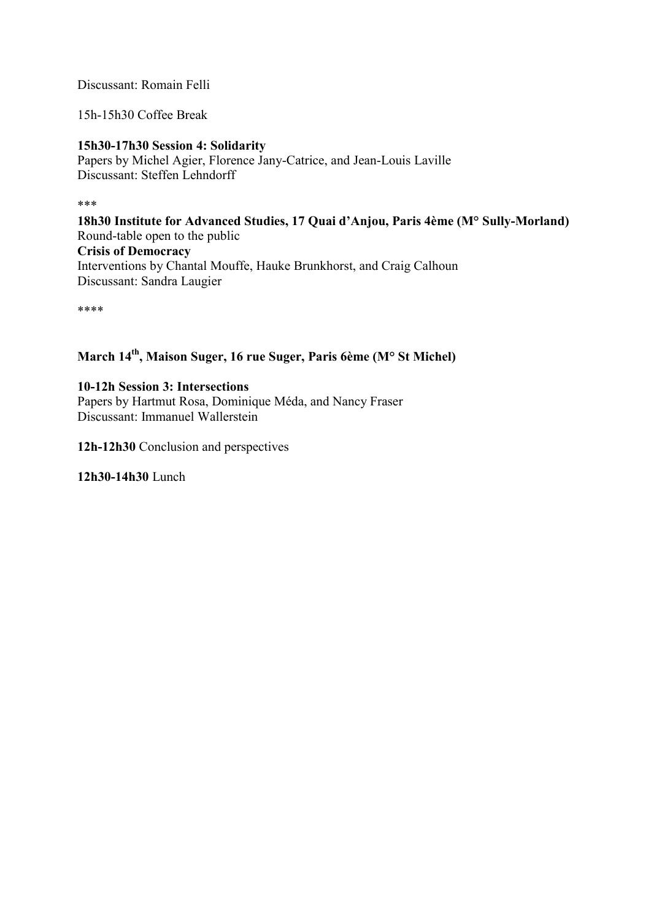Discussant: Romain Felli

15h-15h30 Coffee Break

**15h30-17h30 Session 4: Solidarity**
Papers by Michel Agier, Florence Jany-Catrice, and Jean-Louis Laville
Discussant: Steffen Lehndorff

***

**18h30 Institute for Advanced Studies, 17 Quai d'Anjou, Paris 4ème (M° Sully-Morland)**
Round-table open to the public
**Crisis of Democracy**
Interventions by Chantal Mouffe, Hauke Brunkhorst, and Craig Calhoun
Discussant: Sandra Laugier

****

**March 14th, Maison Suger, 16 rue Suger, Paris 6ème (M° St Michel)**

**10-12h Session 3: Intersections**
Papers by Hartmut Rosa, Dominique Méda, and Nancy Fraser
Discussant: Immanuel Wallerstein

**12h-12h30** Conclusion and perspectives

**12h30-14h30** Lunch